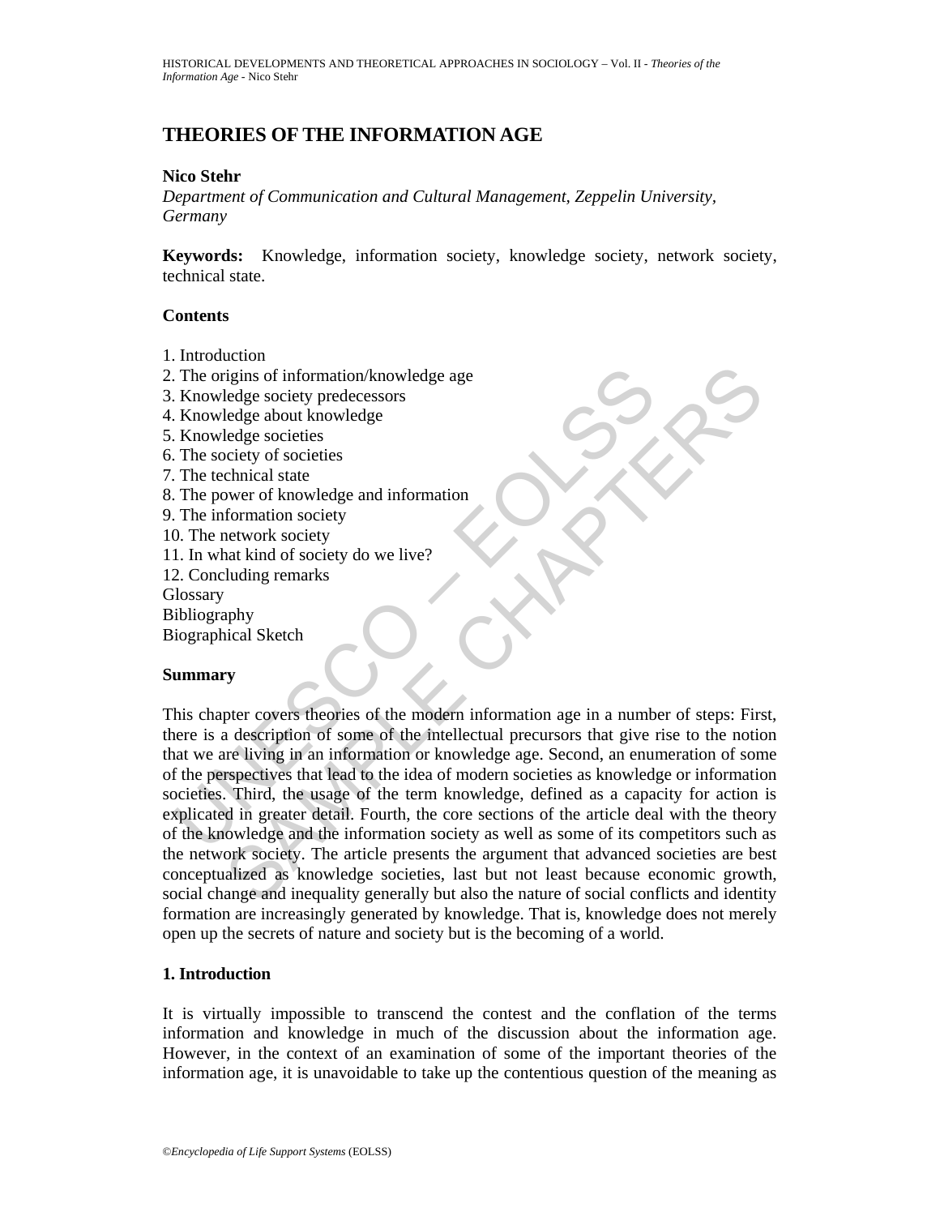# THEORIES OF THE INFORMATION AGE

**Nico Stehr**

*Department of Communication and Cultural Management, Zeppelin University, Germany*

**Keywords:** Knowledge, information society, knowledge society, network society, technical state.

## Contents

1. Introduction
2. The origins of information/knowledge age
3. Knowledge society predecessors
4. Knowledge about knowledge
5. Knowledge societies
6. The society of societies
7. The technical state
8. The power of knowledge and information
9. The information society
10. The network society
11. In what kind of society do we live?
12. Concluding remarks

Glossary
Bibliography
Biographical Sketch

## Summary

This chapter covers theories of the modern information age in a number of steps: First, there is a description of some of the intellectual precursors that give rise to the notion that we are living in an information or knowledge age. Second, an enumeration of some of the perspectives that lead to the idea of modern societies as knowledge or information societies. Third, the usage of the term knowledge, defined as a capacity for action is explicated in greater detail. Fourth, the core sections of the article deal with the theory of the knowledge and the information society as well as some of its competitors such as the network society. The article presents the argument that advanced societies are best conceptualized as knowledge societies, last but not least because economic growth, social change and inequality generally but also the nature of social conflicts and identity formation are increasingly generated by knowledge. That is, knowledge does not merely open up the secrets of nature and society but is the becoming of a world.

## 1. Introduction

It is virtually impossible to transcend the contest and the conflation of the terms information and knowledge in much of the discussion about the information age. However, in the context of an examination of some of the important theories of the information age, it is unavoidable to take up the contentious question of the meaning as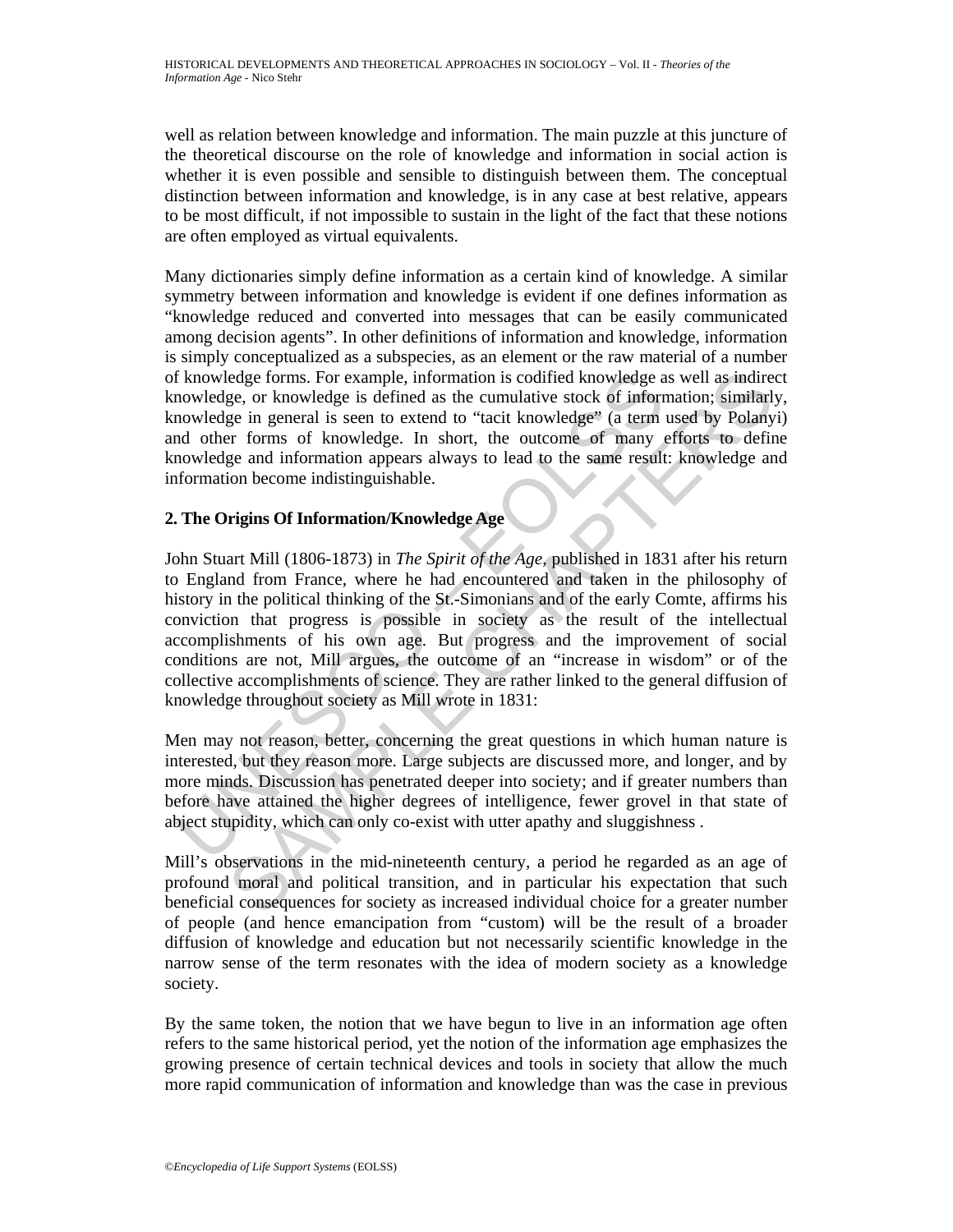well as relation between knowledge and information. The main puzzle at this juncture of the theoretical discourse on the role of knowledge and information in social action is whether it is even possible and sensible to distinguish between them. The conceptual distinction between information and knowledge, is in any case at best relative, appears to be most difficult, if not impossible to sustain in the light of the fact that these notions are often employed as virtual equivalents.

Many dictionaries simply define information as a certain kind of knowledge. A similar symmetry between information and knowledge is evident if one defines information as "knowledge reduced and converted into messages that can be easily communicated among decision agents". In other definitions of information and knowledge, information is simply conceptualized as a subspecies, as an element or the raw material of a number of knowledge forms. For example, information is codified knowledge as well as indirect knowledge, or knowledge is defined as the cumulative stock of information; similarly, knowledge in general is seen to extend to "tacit knowledge" (a term used by Polanyi) and other forms of knowledge. In short, the outcome of many efforts to define knowledge and information appears always to lead to the same result: knowledge and information become indistinguishable.

## 2. The Origins Of Information/Knowledge Age

John Stuart Mill (1806-1873) in *The Spirit of the Age*, published in 1831 after his return to England from France, where he had encountered and taken in the philosophy of history in the political thinking of the St.-Simonians and of the early Comte, affirms his conviction that progress is possible in society as the result of the intellectual accomplishments of his own age. But progress and the improvement of social conditions are not, Mill argues, the outcome of an "increase in wisdom" or of the collective accomplishments of science. They are rather linked to the general diffusion of knowledge throughout society as Mill wrote in 1831:

Men may not reason, better, concerning the great questions in which human nature is interested, but they reason more. Large subjects are discussed more, and longer, and by more minds. Discussion has penetrated deeper into society; and if greater numbers than before have attained the higher degrees of intelligence, fewer grovel in that state of abject stupidity, which can only co-exist with utter apathy and sluggishness .

Mill's observations in the mid-nineteenth century, a period he regarded as an age of profound moral and political transition, and in particular his expectation that such beneficial consequences for society as increased individual choice for a greater number of people (and hence emancipation from "custom) will be the result of a broader diffusion of knowledge and education but not necessarily scientific knowledge in the narrow sense of the term resonates with the idea of modern society as a knowledge society.

By the same token, the notion that we have begun to live in an information age often refers to the same historical period, yet the notion of the information age emphasizes the growing presence of certain technical devices and tools in society that allow the much more rapid communication of information and knowledge than was the case in previous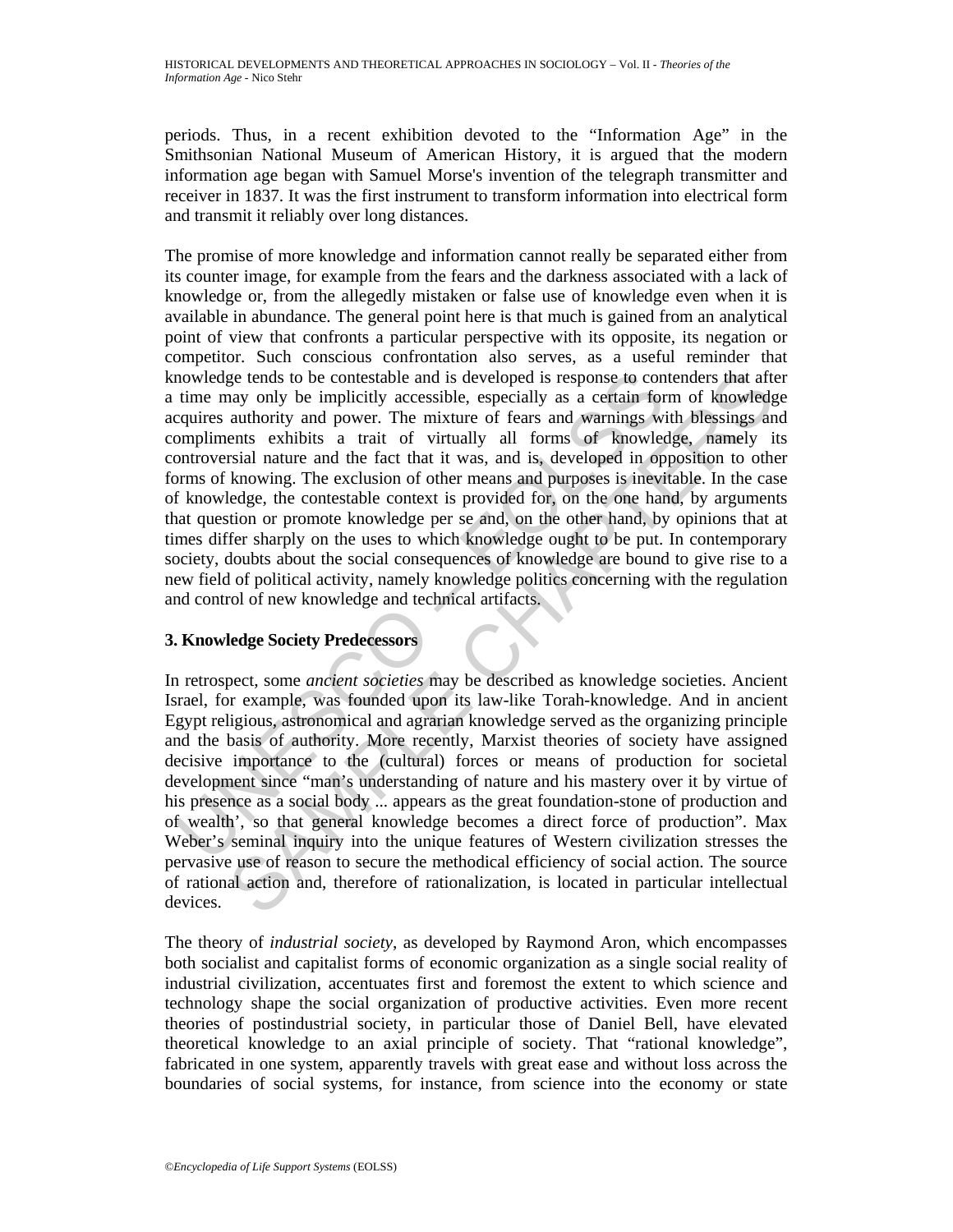periods. Thus, in a recent exhibition devoted to the "Information Age" in the Smithsonian National Museum of American History, it is argued that the modern information age began with Samuel Morse's invention of the telegraph transmitter and receiver in 1837. It was the first instrument to transform information into electrical form and transmit it reliably over long distances.

The promise of more knowledge and information cannot really be separated either from its counter image, for example from the fears and the darkness associated with a lack of knowledge or, from the allegedly mistaken or false use of knowledge even when it is available in abundance. The general point here is that much is gained from an analytical point of view that confronts a particular perspective with its opposite, its negation or competitor. Such conscious confrontation also serves, as a useful reminder that knowledge tends to be contestable and is developed is response to contenders that after a time may only be implicitly accessible, especially as a certain form of knowledge acquires authority and power. The mixture of fears and warnings with blessings and compliments exhibits a trait of virtually all forms of knowledge, namely its controversial nature and the fact that it was, and is, developed in opposition to other forms of knowing. The exclusion of other means and purposes is inevitable. In the case of knowledge, the contestable context is provided for, on the one hand, by arguments that question or promote knowledge per se and, on the other hand, by opinions that at times differ sharply on the uses to which knowledge ought to be put. In contemporary society, doubts about the social consequences of knowledge are bound to give rise to a new field of political activity, namely knowledge politics concerning with the regulation and control of new knowledge and technical artifacts.

## 3. Knowledge Society Predecessors

In retrospect, some *ancient societies* may be described as knowledge societies. Ancient Israel, for example, was founded upon its law-like Torah-knowledge. And in ancient Egypt religious, astronomical and agrarian knowledge served as the organizing principle and the basis of authority. More recently, Marxist theories of society have assigned decisive importance to the (cultural) forces or means of production for societal development since "man's understanding of nature and his mastery over it by virtue of his presence as a social body ... appears as the great foundation-stone of production and of wealth', so that general knowledge becomes a direct force of production". Max Weber's seminal inquiry into the unique features of Western civilization stresses the pervasive use of reason to secure the methodical efficiency of social action. The source of rational action and, therefore of rationalization, is located in particular intellectual devices.

The theory of *industrial society*, as developed by Raymond Aron, which encompasses both socialist and capitalist forms of economic organization as a single social reality of industrial civilization, accentuates first and foremost the extent to which science and technology shape the social organization of productive activities. Even more recent theories of postindustrial society, in particular those of Daniel Bell, have elevated theoretical knowledge to an axial principle of society. That "rational knowledge", fabricated in one system, apparently travels with great ease and without loss across the boundaries of social systems, for instance, from science into the economy or state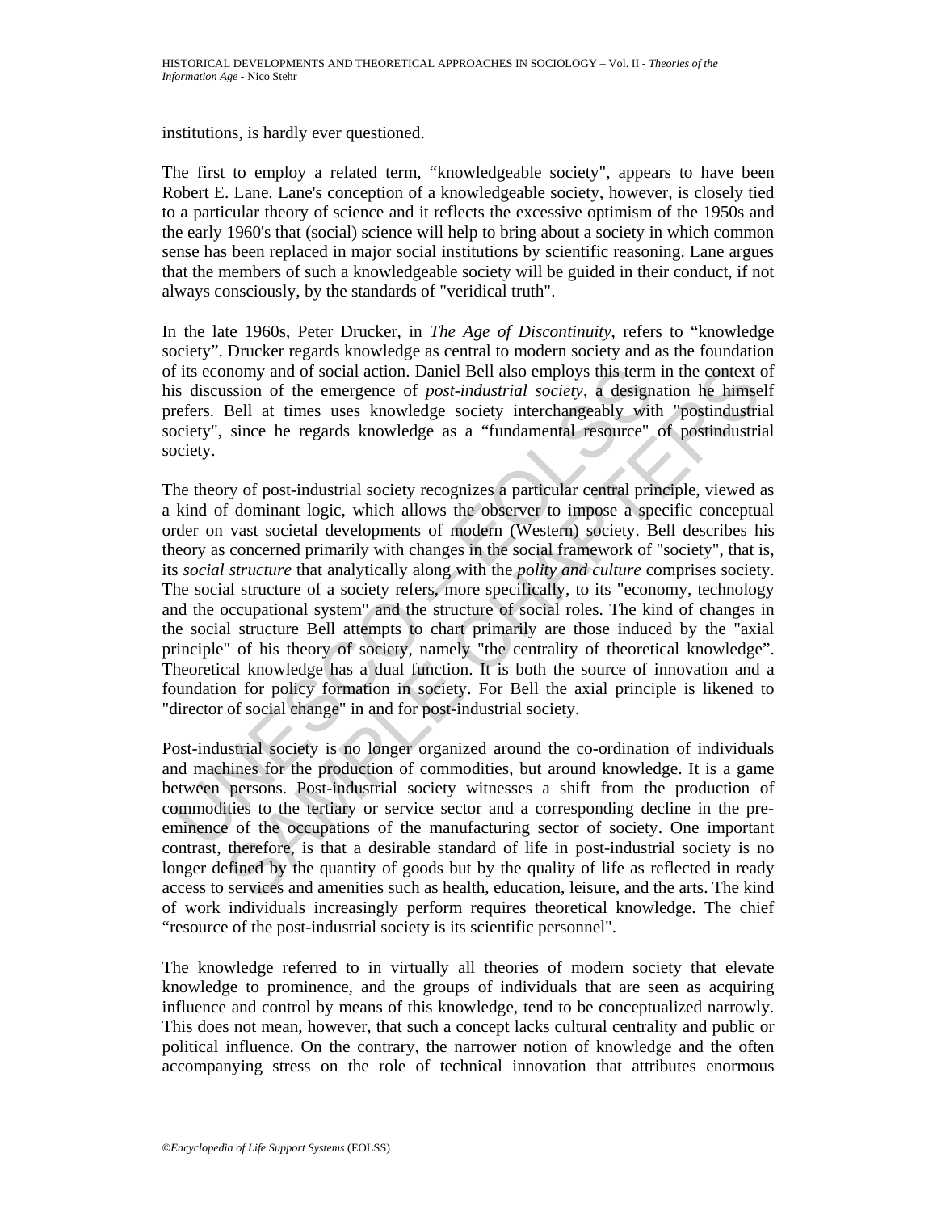institutions, is hardly ever questioned.

The first to employ a related term, “knowledgeable society", appears to have been Robert E. Lane. Lane's conception of a knowledgeable society, however, is closely tied to a particular theory of science and it reflects the excessive optimism of the 1950s and the early 1960's that (social) science will help to bring about a society in which common sense has been replaced in major social institutions by scientific reasoning. Lane argues that the members of such a knowledgeable society will be guided in their conduct, if not always consciously, by the standards of "veridical truth".

In the late 1960s, Peter Drucker, in *The Age of Discontinuity*, refers to “knowledge society”. Drucker regards knowledge as central to modern society and as the foundation of its economy and of social action. Daniel Bell also employs this term in the context of his discussion of the emergence of *post-industrial society*, a designation he himself prefers. Bell at times uses knowledge society interchangeably with "postindustrial society", since he regards knowledge as a “fundamental resource" of postindustrial society.

The theory of post-industrial society recognizes a particular central principle, viewed as a kind of dominant logic, which allows the observer to impose a specific conceptual order on vast societal developments of modern (Western) society. Bell describes his theory as concerned primarily with changes in the social framework of "society", that is, its *social structure* that analytically along with the *polity and culture* comprises society. The social structure of a society refers, more specifically, to its "economy, technology and the occupational system" and the structure of social roles. The kind of changes in the social structure Bell attempts to chart primarily are those induced by the "axial principle" of his theory of society, namely "the centrality of theoretical knowledge”. Theoretical knowledge has a dual function. It is both the source of innovation and a foundation for policy formation in society. For Bell the axial principle is likened to "director of social change" in and for post-industrial society.

Post-industrial society is no longer organized around the co-ordination of individuals and machines for the production of commodities, but around knowledge. It is a game between persons. Post-industrial society witnesses a shift from the production of commodities to the tertiary or service sector and a corresponding decline in the pre-eminence of the occupations of the manufacturing sector of society. One important contrast, therefore, is that a desirable standard of life in post-industrial society is no longer defined by the quantity of goods but by the quality of life as reflected in ready access to services and amenities such as health, education, leisure, and the arts. The kind of work individuals increasingly perform requires theoretical knowledge. The chief “resource of the post-industrial society is its scientific personnel".

The knowledge referred to in virtually all theories of modern society that elevate knowledge to prominence, and the groups of individuals that are seen as acquiring influence and control by means of this knowledge, tend to be conceptualized narrowly. This does not mean, however, that such a concept lacks cultural centrality and public or political influence. On the contrary, the narrower notion of knowledge and the often accompanying stress on the role of technical innovation that attributes enormous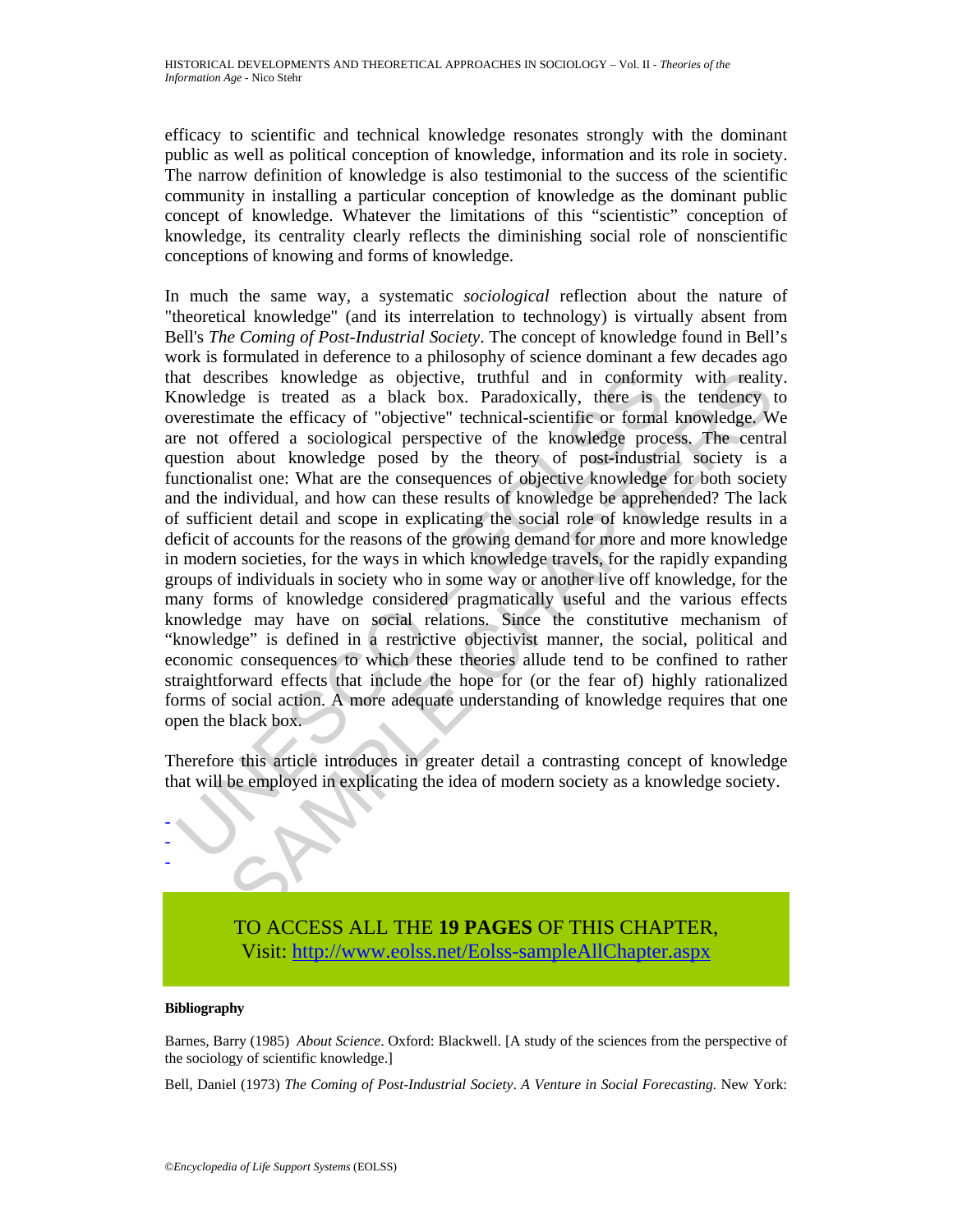efficacy to scientific and technical knowledge resonates strongly with the dominant public as well as political conception of knowledge, information and its role in society. The narrow definition of knowledge is also testimonial to the success of the scientific community in installing a particular conception of knowledge as the dominant public concept of knowledge. Whatever the limitations of this "scientistic" conception of knowledge, its centrality clearly reflects the diminishing social role of nonscientific conceptions of knowing and forms of knowledge.

In much the same way, a systematic *sociological* reflection about the nature of "theoretical knowledge" (and its interrelation to technology) is virtually absent from Bell's *The Coming of Post-Industrial Society*. The concept of knowledge found in Bell's work is formulated in deference to a philosophy of science dominant a few decades ago that describes knowledge as objective, truthful and in conformity with reality. Knowledge is treated as a black box. Paradoxically, there is the tendency to overestimate the efficacy of "objective" technical-scientific or formal knowledge. We are not offered a sociological perspective of the knowledge process. The central question about knowledge posed by the theory of post-industrial society is a functionalist one: What are the consequences of objective knowledge for both society and the individual, and how can these results of knowledge be apprehended? The lack of sufficient detail and scope in explicating the social role of knowledge results in a deficit of accounts for the reasons of the growing demand for more and more knowledge in modern societies, for the ways in which knowledge travels, for the rapidly expanding groups of individuals in society who in some way or another live off knowledge, for the many forms of knowledge considered pragmatically useful and the various effects knowledge may have on social relations. Since the constitutive mechanism of "knowledge" is defined in a restrictive objectivist manner, the social, political and economic consequences to which these theories allude tend to be confined to rather straightforward effects that include the hope for (or the fear of) highly rationalized forms of social action. A more adequate understanding of knowledge requires that one open the black box.

Therefore this article introduces in greater detail a contrasting concept of knowledge that will be employed in explicating the idea of modern society as a knowledge society.

-
-
-

TO ACCESS ALL THE **19 PAGES** OF THIS CHAPTER,
Visit: http://www.eolss.net/Eolss-sampleAllChapter.aspx

#### Bibliography

Barnes, Barry (1985) *About Science*. Oxford: Blackwell. [A study of the sciences from the perspective of the sociology of scientific knowledge.]

Bell, Daniel (1973) *The Coming of Post-Industrial Society*. *A Venture in Social Forecasting.* New York: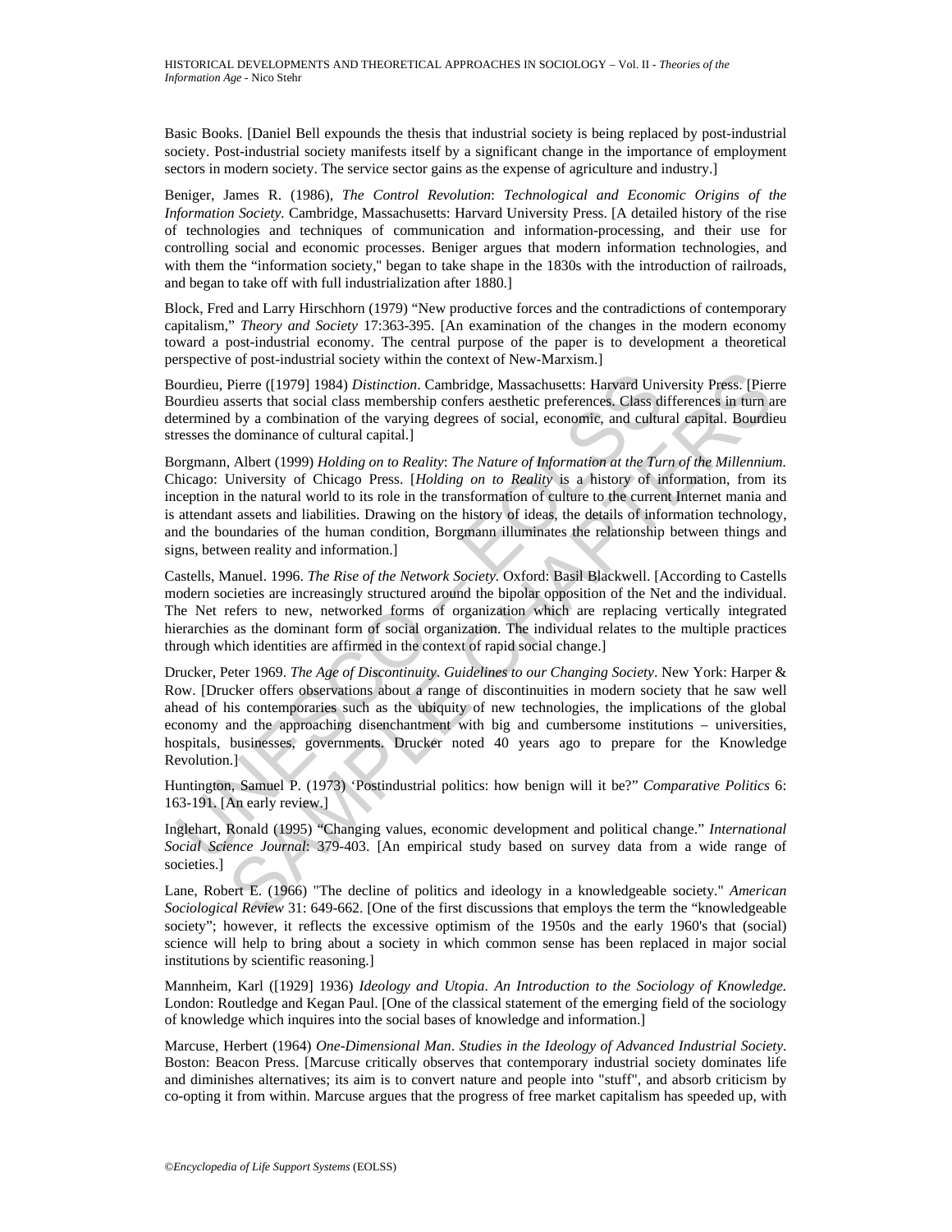Basic Books. [Daniel Bell expounds the thesis that industrial society is being replaced by post-industrial society. Post-industrial society manifests itself by a significant change in the importance of employment sectors in modern society. The service sector gains as the expense of agriculture and industry.]

Beniger, James R. (1986), *The Control Revolution*: *Technological and Economic Origins of the Information Society*. Cambridge, Massachusetts: Harvard University Press. [A detailed history of the rise of technologies and techniques of communication and information-processing, and their use for controlling social and economic processes. Beniger argues that modern information technologies, and with them the "information society," began to take shape in the 1830s with the introduction of railroads, and began to take off with full industrialization after 1880.]

Block, Fred and Larry Hirschhorn (1979) "New productive forces and the contradictions of contemporary capitalism," *Theory and Society* 17:363-395. [An examination of the changes in the modern economy toward a post-industrial economy. The central purpose of the paper is to development a theoretical perspective of post-industrial society within the context of New-Marxism.]

Bourdieu, Pierre ([1979] 1984) *Distinction*. Cambridge, Massachusetts: Harvard University Press. [Pierre Bourdieu asserts that social class membership confers aesthetic preferences. Class differences in turn are determined by a combination of the varying degrees of social, economic, and cultural capital. Bourdieu stresses the dominance of cultural capital.]

Borgmann, Albert (1999) *Holding on to Reality*: *The Nature of Information at the Turn of the Millennium*. Chicago: University of Chicago Press. [*Holding on to Reality* is a history of information, from its inception in the natural world to its role in the transformation of culture to the current Internet mania and is attendant assets and liabilities. Drawing on the history of ideas, the details of information technology, and the boundaries of the human condition, Borgmann illuminates the relationship between things and signs, between reality and information.]

Castells, Manuel. 1996. *The Rise of the Network Society*. Oxford: Basil Blackwell. [According to Castells modern societies are increasingly structured around the bipolar opposition of the Net and the individual. The Net refers to new, networked forms of organization which are replacing vertically integrated hierarchies as the dominant form of social organization. The individual relates to the multiple practices through which identities are affirmed in the context of rapid social change.]

Drucker, Peter 1969. *The Age of Discontinuity. Guidelines to our Changing Society*. New York: Harper & Row. [Drucker offers observations about a range of discontinuities in modern society that he saw well ahead of his contemporaries such as the ubiquity of new technologies, the implications of the global economy and the approaching disenchantment with big and cumbersome institutions – universities, hospitals, businesses, governments. Drucker noted 40 years ago to prepare for the Knowledge Revolution.]

Huntington, Samuel P. (1973) 'Postindustrial politics: how benign will it be?" *Comparative Politics* 6: 163-191. [An early review.]

Inglehart, Ronald (1995) "Changing values, economic development and political change." *International Social Science Journal*: 379-403. [An empirical study based on survey data from a wide range of societies.]

Lane, Robert E. (1966) "The decline of politics and ideology in a knowledgeable society." *American Sociological Review* 31: 649-662. [One of the first discussions that employs the term the "knowledgeable society"; however, it reflects the excessive optimism of the 1950s and the early 1960's that (social) science will help to bring about a society in which common sense has been replaced in major social institutions by scientific reasoning.]

Mannheim, Karl ([1929] 1936) *Ideology and Utopia*. *An Introduction to the Sociology of Knowledge*. London: Routledge and Kegan Paul. [One of the classical statement of the emerging field of the sociology of knowledge which inquires into the social bases of knowledge and information.]

Marcuse, Herbert (1964) *One-Dimensional Man*. *Studies in the Ideology of Advanced Industrial Society*. Boston: Beacon Press. [Marcuse critically observes that contemporary industrial society dominates life and diminishes alternatives; its aim is to convert nature and people into "stuff", and absorb criticism by co-opting it from within. Marcuse argues that the progress of free market capitalism has speeded up, with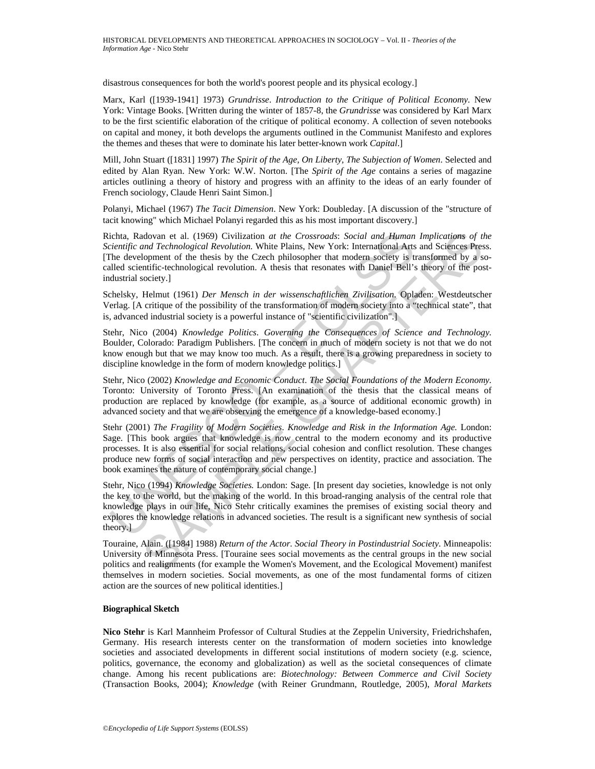disastrous consequences for both the world's poorest people and its physical ecology.]

Marx, Karl ([1939-1941] 1973) *Grundrisse*. *Introduction to the Critique of Political Economy*. New York: Vintage Books. [Written during the winter of 1857-8, the *Grundrisse* was considered by Karl Marx to be the first scientific elaboration of the critique of political economy. A collection of seven notebooks on capital and money, it both develops the arguments outlined in the Communist Manifesto and explores the themes and theses that were to dominate his later better-known work *Capital*.]

Mill, John Stuart ([1831] 1997) *The Spirit of the Age, On Liberty, The Subjection of Women*. Selected and edited by Alan Ryan. New York: W.W. Norton. [The *Spirit of the Age* contains a series of magazine articles outlining a theory of history and progress with an affinity to the ideas of an early founder of French sociology, Claude Henri Saint Simon.]

Polanyi, Michael (1967) *The Tacit Dimension*. New York: Doubleday. [A discussion of the "structure of tacit knowing" which Michael Polanyi regarded this as his most important discovery.]

Richta, Radovan et al. (1969) Civilization *at the Crossroads*: *Social and Human Implications of the Scientific and Technological Revolution*. White Plains, New York: International Arts and Sciences Press. [The development of the thesis by the Czech philosopher that modern society is transformed by a so-called scientific-technological revolution. A thesis that resonates with Daniel Bell's theory of the post-industrial society.]

Schelsky, Helmut (1961) *Der Mensch in der wissenschaftlichen Zivilisation*. Opladen: Westdeutscher Verlag. [A critique of the possibility of the transformation of modern society into a "technical state", that is, advanced industrial society is a powerful instance of "scientific civilization".]

Stehr, Nico (2004) *Knowledge Politics*. *Governing the Consequences of Science and Technology*. Boulder, Colorado: Paradigm Publishers. [The concern in much of modern society is not that we do not know enough but that we may know too much. As a result, there is a growing preparedness in society to discipline knowledge in the form of modern knowledge politics.]

Stehr, Nico (2002) *Knowledge and Economic Conduct*. *The Social Foundations of the Modern Economy*. Toronto: University of Toronto Press. [An examination of the thesis that the classical means of production are replaced by knowledge (for example, as a source of additional economic growth) in advanced society and that we are observing the emergence of a knowledge-based economy.]

Stehr (2001) *The Fragility of Modern Societies*. *Knowledge and Risk in the Information Age*. London: Sage. [This book argues that knowledge is now central to the modern economy and its productive processes. It is also essential for social relations, social cohesion and conflict resolution. These changes produce new forms of social interaction and new perspectives on identity, practice and association. The book examines the nature of contemporary social change.]

Stehr, Nico (1994) *Knowledge Societies*. London: Sage. [In present day societies, knowledge is not only the key to the world, but the making of the world. In this broad-ranging analysis of the central role that knowledge plays in our life, Nico Stehr critically examines the premises of existing social theory and explores the knowledge relations in advanced societies. The result is a significant new synthesis of social theory.]

Touraine, Alain. ([1984] 1988) *Return of the Actor*. *Social Theory in Postindustrial Society*. Minneapolis: University of Minnesota Press. [Touraine sees social movements as the central groups in the new social politics and realignments (for example the Women's Movement, and the Ecological Movement) manifest themselves in modern societies. Social movements, as one of the most fundamental forms of citizen action are the sources of new political identities.]

**Biographical Sketch**

**Nico Stehr** is Karl Mannheim Professor of Cultural Studies at the Zeppelin University, Friedrichshafen, Germany. His research interests center on the transformation of modern societies into knowledge societies and associated developments in different social institutions of modern society (e.g. science, politics, governance, the economy and globalization) as well as the societal consequences of climate change. Among his recent publications are: *Biotechnology: Between Commerce and Civil Society* (Transaction Books, 2004); *Knowledge* (with Reiner Grundmann, Routledge, 2005), *Moral Markets*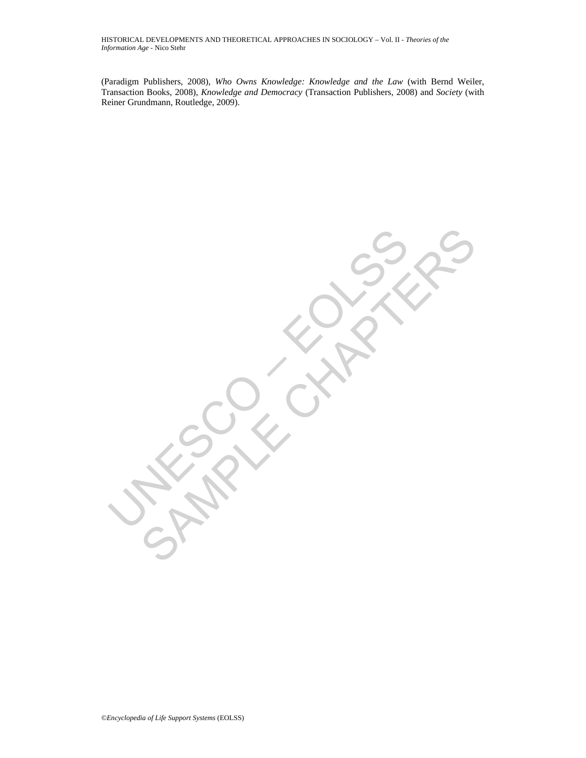(Paradigm Publishers, 2008), *Who Owns Knowledge: Knowledge and the Law* (with Bernd Weiler, Transaction Books, 2008), *Knowledge and Democracy* (Transaction Publishers, 2008) and *Society* (with Reiner Grundmann, Routledge, 2009).